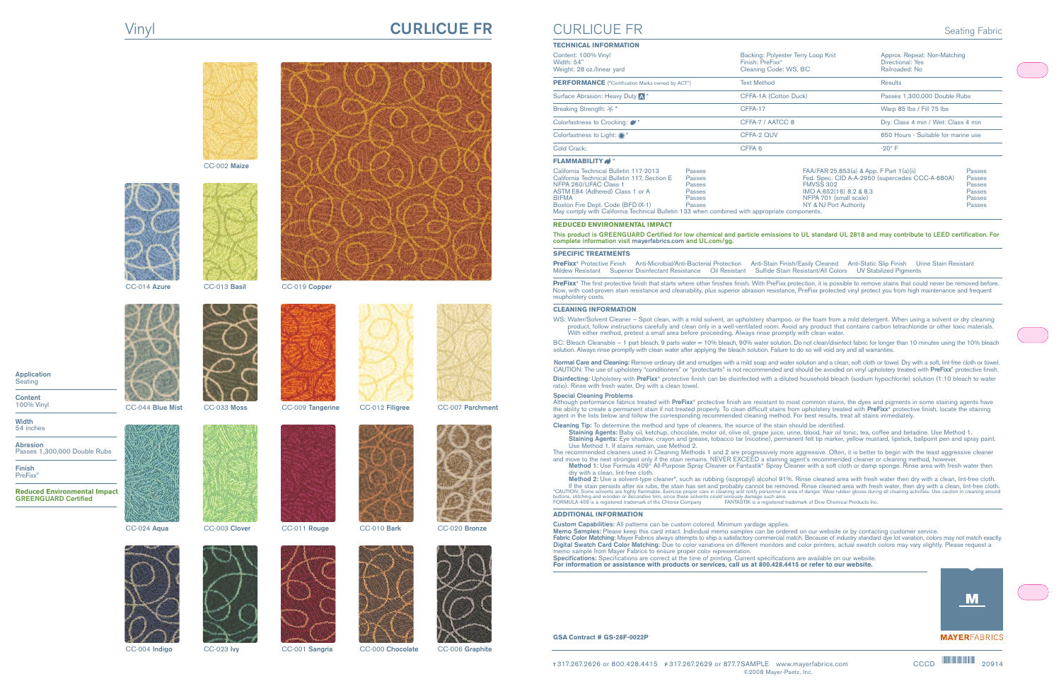# Vinyl

# CURLICUE FR

CC-002 Maize

CC-014 Azure

CC-013 Basil

CC-019 Copper

CC-044 Blue Mist

CC-033 Moss

CC-009 Tangerine

CC-012 Filigree

CC-007 Parchment

CC-024 Aqua

CC-003 Clover

CC-011 Rouge

CC-010 Bark

CC-020 Bronze

CC-004 Indigo

CC-023 Ivy

CC-001 Sangria

CC-000 Chocolate

CC-006 Graphite

**Application**
Seating

**Content**
100% Vinyl

**Width**
54 inches

**Abrasion**
Passes 1,300,000 Double Rubs

**Finish**
PreFixx®

**Reduced Environmental Impact**
**GREENGUARD Certified**

# CURLICUE FR

Seating Fabric

## TECHNICAL INFORMATION

| | | |
|---|---|---|
| Content: 100% Vinyl | Backing: Polyester Terry Loop Knit | Approx. Repeat: Non-Matching |
| Width: 54" | Finish: PreFixx® | Directional: Yes |
| Weight: 28 oz./linear yard | Cleaning Code: WS, BC | Railroaded: No |

| **PERFORMANCE** (*Certification Marks owned by ACT®) | Test Method | Results |
|---|---|---|
| Surface Abrasion: Heavy Duty * | CFFA-1A (Cotton Duck) | Passes 1,300,000 Double Rubs |
| Breaking Strength: * | CFFA-17 | Warp 85 lbs / Fill 75 lbs |
| Colorfastness to Crocking: * | CFFA-7 / AATCC 8 | Dry: Class 4 min / Wet: Class 4 min |
| Colorfastness to Light: * | CFFA-2 QUV | 650 Hours - Suitable for marine use |
| Cold Crack: | CFFA 6 | -20° F |

## FLAMMABILITY *

| | | | |
|---|---|---|---|
| California Technical Bulletin 117-2013 | Passes | FAA/FAR 25.853(a) & App. F Part 1(a)(ii) | Passes |
| California Technical Bulletin 117, Section E | Passes | Fed. Spec. CID A-A-2950 (supercedes CCC-A-680A) | Passes |
| NFPA 260/UFAC Class 1 | Passes | FMVSS 302 | Passes |
| ASTM E84 (Adhered) Class 1 or A | Passes | IMO A.652(16) 8.2 & 8.3 | Passes |
| BIFMA | Passes | NFPA 701 (small scale) | Passes |
| Boston Fire Dept. Code (BFD IX-1) | Passes | NY & NJ Port Authority | Passes |

May comply with California Technical Bulletin 133 when combined with appropriate components.

## REDUCED ENVIRONMENTAL IMPACT

**This product is GREENGUARD Certified for low chemical and particle emissions to UL standard UL 2818 and may contribute to LEED certification. For complete information visit mayerfabrics.com and UL.com/gg.**

## SPECIFIC TREATMENTS

**PreFixx**® Protective Finish   Anti-Microbial/Anti-Bacterial Protection   Anti-Stain Finish/Easily Cleaned   Anti-Static Slip Finish   Urine Stain Resistant   Mildew Resistant   Superior Disinfectant Resistance   Oil Resistant   Sulfide Stain Resistant/All Colors   UV Stabilized Pigments

**PreFixx**® The first protective finish that starts where other finishes finish. With PreFixx protection, it is possible to remove stains that could never be removed before. Now, with cost-proven stain resistance and cleanability, plus superior abrasion resistance, PreFixx protected vinyl protect you from high maintenance and frequent reupholstery costs.

## CLEANING INFORMATION

WS: Water/Solvent Cleaner – Spot clean, with a mild solvent, an upholstery shampoo, or the foam from a mild detergent. When using a solvent or dry cleaning product, follow instructions carefully and clean only in a well-ventilated room. Avoid any product that contains carbon tetrachloride or other toxic materials. With either method, pretest a small area before proceeding. Always rinse promptly with clean water.

BC: Bleach Cleanable – 1 part bleach, 9 parts water = 10% bleach, 90% water solution. Do not clean/disinfect fabric for longer than 10 minutes using the 10% bleach solution. Always rinse promptly with clean water after applying the bleach solution. Failure to do so will void any and all warranties.

**Normal Care and Cleaning:** Remove ordinary dirt and smudges with a mild soap and water solution and a clean, soft cloth or towel. Dry with a soft, lint-free cloth or towel. CAUTION: The use of upholstery "conditioners" or "protectants" is not recommended and should be avoided on vinyl upholstery treated with **PreFixx**® protective finish.

**Disinfecting:** Upholstery with **PreFixx**® protective finish can be disinfected with a diluted household bleach (sodium hypochlorite) solution (1:10 bleach to water ratio). Rinse with fresh water. Dry with a clean towel.

**Special Cleaning Problems**
Although performance fabrics treated with **PreFixx**® protective finish are resistant to most common stains, the dyes and pigments in some staining agents have the ability to create a permanent stain if not treated properly. To clean difficult stains from upholstery treated with **PreFixx**® protective finish, locate the staining agent in the lists below and follow the corresponding recommended cleaning method. For best results, treat all stains immediately.

**Cleaning Tip:** To determine the method and type of cleaners, the source of the stain should be identified.
**Staining Agents:** Baby oil, ketchup, chocolate, motor oil, olive oil, grape juice, urine, blood, hair oil tonic, tea, coffee and betadine. Use Method 1.
**Staining Agents:** Eye shadow, crayon and grease, tobacco tar (nicotine), permanent felt tip marker, yellow mustard, lipstick, ballpoint pen and spray paint. Use Method 1. If stains remain, use Method 2.
The recommended cleaners used in Cleaning Methods 1 and 2 are progressively more aggressive. Often, it is better to begin with the least aggressive cleaner and move to the next strongest only if the stain remains. NEVER EXCEED a staining agent's recommended cleaner or cleaning method, however.
**Method 1:** Use Formula 409® All-Purpose Spray Cleaner or Fantastik® Spray Cleaner with a soft cloth or damp sponge. Rinse area with fresh water then dry with a clean, lint-free cloth.
**Method 2:** Use a solvent-type cleaner*, such as rubbing (isopropyl) alcohol 91%. Rinse cleaned area with fresh water then dry with a clean, lint-free cloth. If the stain persists after six rubs, the stain has set and probably cannot be removed. Rinse cleaned area with fresh water, then dry with a clean, lint-free cloth.
*CAUTION: Some solvents are highly flammable. Exercise proper care in cleaning and notify personnel in area of danger. Wear rubber gloves during all cleaning activities. Use caution in cleaning around buttons, stitching and wooden or decorative trim, since these solvents could seriously damage such area.
FORMULA 409 is a registered trademark of the Chlorox Company   FANTASTIK is a registered trademark of Dow Chemical Products Inc.

## ADDITIONAL INFORMATION

**Custom Capabilities:** All patterns can be custom colored. Minimum yardage applies.
**Memo Samples:** Please keep this card intact. Individual memo samples can be ordered on our website or by contacting customer service.
**Fabric Color Matching:** Mayer Fabrics always attempts to ship a satisfactory commercial match. Because of industry standard dye lot variation, colors may not match exactly.
**Digital Swatch Card Color Matching:** Due to color variations on different monitors and color printers, actual swatch colors may vary slightly. Please request a memo sample from Mayer Fabrics to ensure proper color representation.
**Specifications:** Specifications are correct at the time of printing. Current specifications are available on our website.
**For information or assistance with products or services, call us at 800.428.4415 or refer to our website.**

**GSA Contract # GS-28F-0022P**

MAYERFABRICS

T 317.267.2626 or 800.428.4415   F 317.267.2629 or 877.7SAMPLE   www.mayerfabrics.com
©2008 Mayer-Paetz, Inc.

CCCD   20914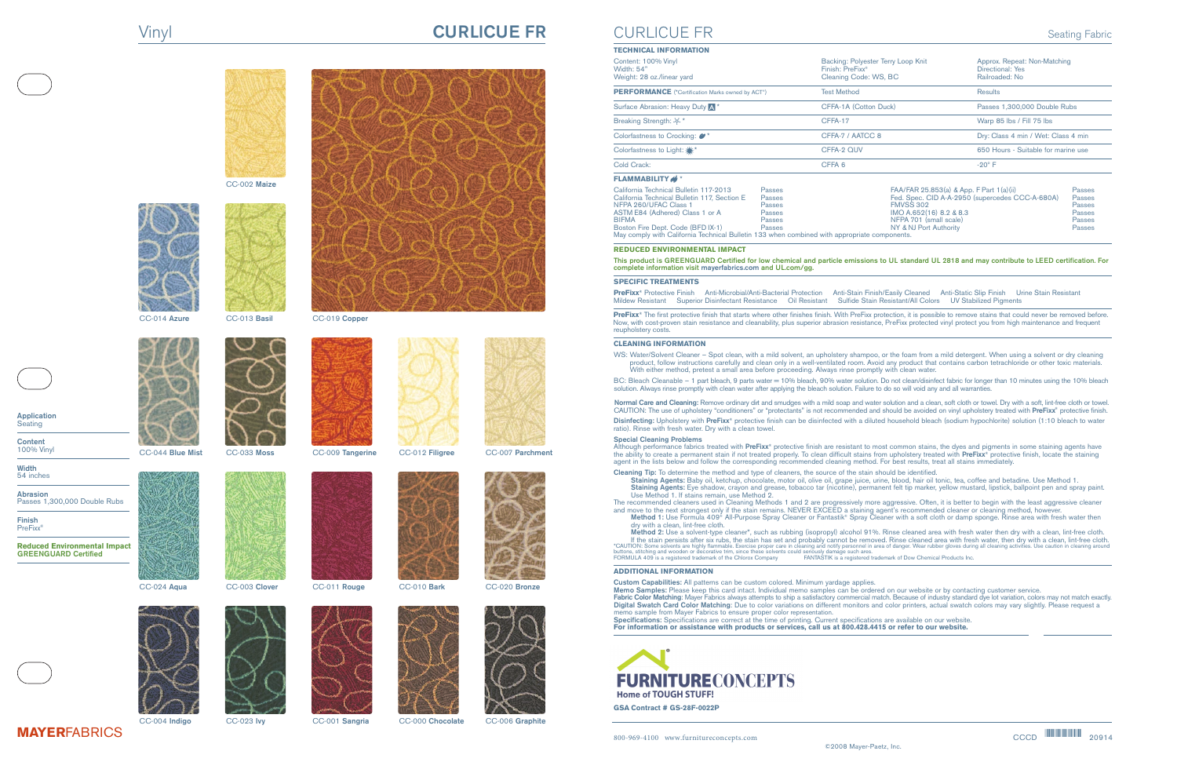# Vinyl

# CURLICUE FR

CC-002 Maize

CC-014 Azure

CC-013 Basil

CC-019 Copper

CC-044 Blue Mist

CC-033 Moss

CC-009 Tangerine

CC-012 Filigree

CC-007 Parchment

CC-024 Aqua

CC-003 Clover

CC-011 Rouge

CC-010 Bark

CC-020 Bronze

CC-004 Indigo

CC-023 Ivy

CC-001 Sangria

CC-000 Chocolate

CC-006 Graphite

**Application**
Seating

**Content**
100% Vinyl

**Width**
54 inches

**Abrasion**
Passes 1,300,000 Double Rubs

**Finish**
PreFixx®

**Reduced Environmental Impact**
GREENGUARD Certified

**MAYERFABRICS**

# CURLICUE FR

Seating Fabric

## TECHNICAL INFORMATION

| | | |
|---|---|---|
| Content: 100% Vinyl<br>Width: 54"<br>Weight: 28 oz./linear yard | Backing: Polyester Terry Loop Knit<br>Finish: PreFixx®<br>Cleaning Code: WS, BC | Approx. Repeat: Non-Matching<br>Directional: Yes<br>Railroaded: No |

| **PERFORMANCE** (*Certification Marks owned by ACT®) | Test Method | Results |
|---|---|---|
| Surface Abrasion: Heavy Duty * | CFFA-1A (Cotton Duck) | Passes 1,300,000 Double Rubs |
| Breaking Strength: * | CFFA-17 | Warp 85 lbs / Fill 75 lbs |
| Colorfastness to Crocking: * | CFFA-7 / AATCC 8 | Dry: Class 4 min / Wet: Class 4 min |
| Colorfastness to Light: * | CFFA-2 QUV | 650 Hours - Suitable for marine use |
| Cold Crack: | CFFA 6 | -20° F |

## FLAMMABILITY *

| | | | |
|---|---|---|---|
| California Technical Bulletin 117-2013 | Passes | FAA/FAR 25.853(a) & App. F Part 1(a)(ii) | Passes |
| California Technical Bulletin 117, Section E | Passes | Fed. Spec. CID A-A-2950 (supercedes CCC-A-680A) | Passes |
| NFPA 260/UFAC Class 1 | Passes | FMVSS 302 | Passes |
| ASTM E84 (Adhered) Class 1 or A | Passes | IMO A.652(16) 8.2 & 8.3 | Passes |
| BIFMA | Passes | NFPA 701 (small scale) | Passes |
| Boston Fire Dept. Code (BFD IX-1) | Passes | NY & NJ Port Authority | Passes |

May comply with California Technical Bulletin 133 when combined with appropriate components.

## REDUCED ENVIRONMENTAL IMPACT

This product is GREENGUARD Certified for low chemical and particle emissions to UL standard UL 2818 and may contribute to LEED certification. For complete information visit mayerfabrics.com and UL.com/gg.

## SPECIFIC TREATMENTS

**PreFixx**® Protective Finish  Anti-Microbial/Anti-Bacterial Protection  Anti-Stain Finish/Easily Cleaned  Anti-Static Slip Finish  Urine Stain Resistant  Mildew Resistant  Superior Disinfectant Resistance  Oil Resistant  Sulfide Stain Resistant/All Colors  UV Stabilized Pigments

**PreFixx**® The first protective finish that starts where other finishes finish. With PreFixx protection, it is possible to remove stains that could never be removed before. Now, with cost-proven stain resistance and cleanability, plus superior abrasion resistance, PreFixx protected vinyl protect you from high maintenance and frequent reupholstery costs.

## CLEANING INFORMATION

WS: Water/Solvent Cleaner – Spot clean, with a mild solvent, an upholstery shampoo, or the foam from a mild detergent. When using a solvent or dry cleaning product, follow instructions carefully and clean only in a well-ventilated room. Avoid any product that contains carbon tetrachloride or other toxic materials. With either method, pretest a small area before proceeding. Always rinse promptly with clean water.

BC: Bleach Cleanable – 1 part bleach, 9 parts water = 10% bleach, 90% water solution. Do not clean/disinfect fabric for longer than 10 minutes using the 10% bleach solution. Always rinse promptly with clean water after applying the bleach solution. Failure to do so will void any and all warranties.

**Normal Care and Cleaning:** Remove ordinary dirt and smudges with a mild soap and water solution and a clean, soft cloth or towel. Dry with a soft, lint-free cloth or towel. CAUTION: The use of upholstery "conditioners" or "protectants" is not recommended and should be avoided on vinyl upholstery treated with **PreFixx**® protective finish.

**Disinfecting:** Upholstery with **PreFixx**® protective finish can be disinfected with a diluted household bleach (sodium hypochlorite) solution (1:10 bleach to water ratio). Rinse with fresh water. Dry with a clean towel.

**Special Cleaning Problems**
Although performance fabrics treated with **PreFixx**® protective finish are resistant to most common stains, the dyes and pigments in some staining agents have the ability to create a permanent stain if not treated properly. To clean difficult stains from upholstery treated with **PreFixx**® protective finish, locate the staining agent in the lists below and follow the corresponding recommended cleaning method. For best results, treat all stains immediately.

**Cleaning Tip:** To determine the method and type of cleaners, the source of the stain should be identified.
**Staining Agents:** Baby oil, ketchup, chocolate, motor oil, olive oil, grape juice, urine, blood, hair oil tonic, tea, coffee and betadine. Use Method 1.
**Staining Agents:** Eye shadow, crayon and grease, tobacco tar (nicotine), permanent felt tip marker, yellow mustard, lipstick, ballpoint pen and spray paint. Use Method 1. If stains remain, use Method 2.
The recommended cleaners used in Cleaning Methods 1 and 2 are progressively more aggressive. Often, it is better to begin with the least aggressive cleaner and move to the next strongest only if the stain remains. NEVER EXCEED a staining agent's recommended cleaner or cleaning method, however.
**Method 1:** Use Formula 409® All-Purpose Spray Cleaner or Fantastik® Spray Cleaner with a soft cloth or damp sponge. Rinse area with fresh water then dry with a clean, lint-free cloth.
**Method 2:** Use a solvent-type cleaner*, such as rubbing (isopropyl) alcohol 91%. Rinse cleaned area with fresh water then dry with a clean, lint-free cloth. If the stain persists after six rubs, the stain has set and probably cannot be removed. Rinse cleaned area with fresh water, then dry with a clean, lint-free cloth.
*CAUTION: Some solvents are highly flammable. Exercise proper care in cleaning and notify personnel in area of danger. Wear rubber gloves during all cleaning activities. Use caution in cleaning around buttons, stitching and wooden or decorative trim, since these solvents could seriously damage such area.
FORMULA 409 is a registered trademark of the Chlorox Company   FANTASTIK is a registered trademark of Dow Chemical Products Inc.

## ADDITIONAL INFORMATION

**Custom Capabilities:** All patterns can be custom colored. Minimum yardage applies.
**Memo Samples:** Please keep this card intact. Individual memo samples can be ordered on our website or by contacting customer service.
**Fabric Color Matching:** Mayer Fabrics always attempts to ship a satisfactory commercial match. Because of industry standard dye lot variation, colors may not match exactly.
**Digital Swatch Card Color Matching:** Due to color variations on different monitors and color printers, actual swatch colors may vary slightly. Please request a memo sample from Mayer Fabrics to ensure proper color representation.
**Specifications:** Specifications are correct at the time of printing. Current specifications are available on our website.
**For information or assistance with products or services, call us at 800.428.4415 or refer to our website.**

**FURNITURECONCEPTS**
**Home of TOUGH STUFF!**

**GSA Contract # GS-28F-0022P**

800-969-4100 www.furnitureconcepts.com

CCCD 20914

©2008 Mayer-Paetz, Inc.